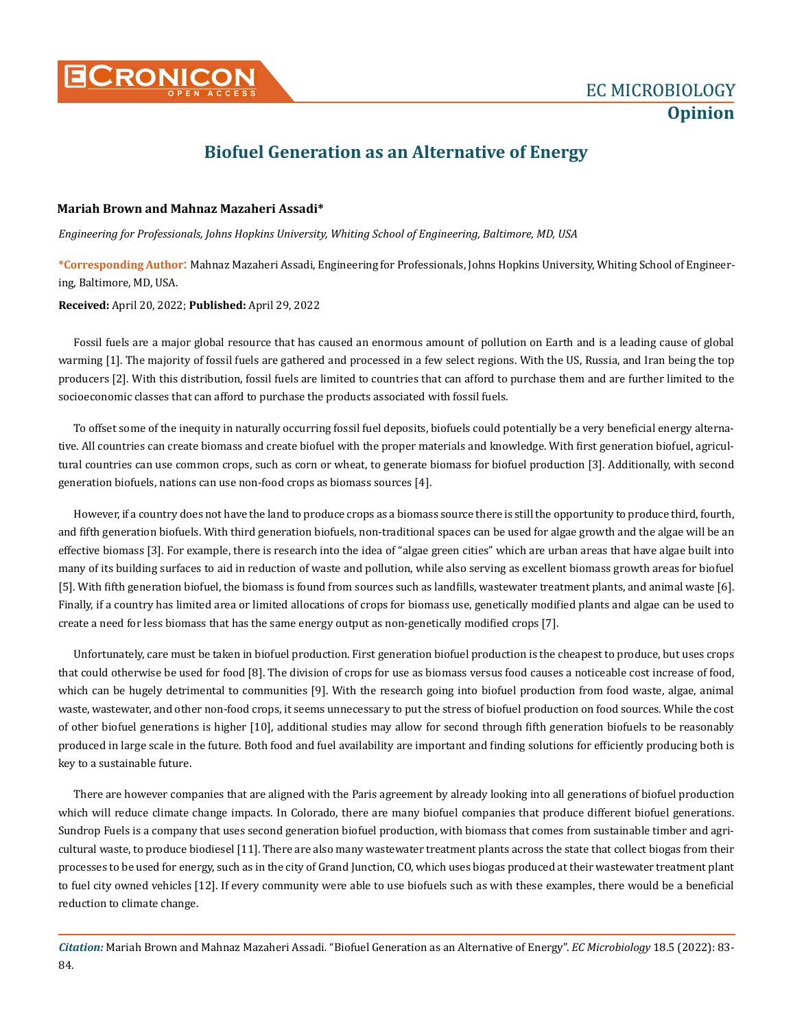# Biofuel Generation as an Alternative of Energy

**Mariah Brown and Mahnaz Mazaheri Assadi***

*Engineering for Professionals, Johns Hopkins University, Whiting School of Engineering, Baltimore, MD, USA*

***Corresponding Author**: Mahnaz Mazaheri Assadi, Engineering for Professionals, Johns Hopkins University, Whiting School of Engineering, Baltimore, MD, USA.

**Received:** April 20, 2022; **Published:** April 29, 2022

Fossil fuels are a major global resource that has caused an enormous amount of pollution on Earth and is a leading cause of global warming [1]. The majority of fossil fuels are gathered and processed in a few select regions. With the US, Russia, and Iran being the top producers [2]. With this distribution, fossil fuels are limited to countries that can afford to purchase them and are further limited to the socioeconomic classes that can afford to purchase the products associated with fossil fuels.

To offset some of the inequity in naturally occurring fossil fuel deposits, biofuels could potentially be a very beneficial energy alternative. All countries can create biomass and create biofuel with the proper materials and knowledge. With first generation biofuel, agricultural countries can use common crops, such as corn or wheat, to generate biomass for biofuel production [3]. Additionally, with second generation biofuels, nations can use non-food crops as biomass sources [4].

However, if a country does not have the land to produce crops as a biomass source there is still the opportunity to produce third, fourth, and fifth generation biofuels. With third generation biofuels, non-traditional spaces can be used for algae growth and the algae will be an effective biomass [3]. For example, there is research into the idea of "algae green cities" which are urban areas that have algae built into many of its building surfaces to aid in reduction of waste and pollution, while also serving as excellent biomass growth areas for biofuel [5]. With fifth generation biofuel, the biomass is found from sources such as landfills, wastewater treatment plants, and animal waste [6]. Finally, if a country has limited area or limited allocations of crops for biomass use, genetically modified plants and algae can be used to create a need for less biomass that has the same energy output as non-genetically modified crops [7].

Unfortunately, care must be taken in biofuel production. First generation biofuel production is the cheapest to produce, but uses crops that could otherwise be used for food [8]. The division of crops for use as biomass versus food causes a noticeable cost increase of food, which can be hugely detrimental to communities [9]. With the research going into biofuel production from food waste, algae, animal waste, wastewater, and other non-food crops, it seems unnecessary to put the stress of biofuel production on food sources. While the cost of other biofuel generations is higher [10], additional studies may allow for second through fifth generation biofuels to be reasonably produced in large scale in the future. Both food and fuel availability are important and finding solutions for efficiently producing both is key to a sustainable future.

There are however companies that are aligned with the Paris agreement by already looking into all generations of biofuel production which will reduce climate change impacts. In Colorado, there are many biofuel companies that produce different biofuel generations. Sundrop Fuels is a company that uses second generation biofuel production, with biomass that comes from sustainable timber and agricultural waste, to produce biodiesel [11]. There are also many wastewater treatment plants across the state that collect biogas from their processes to be used for energy, such as in the city of Grand Junction, CO, which uses biogas produced at their wastewater treatment plant to fuel city owned vehicles [12]. If every community were able to use biofuels such as with these examples, there would be a beneficial reduction to climate change.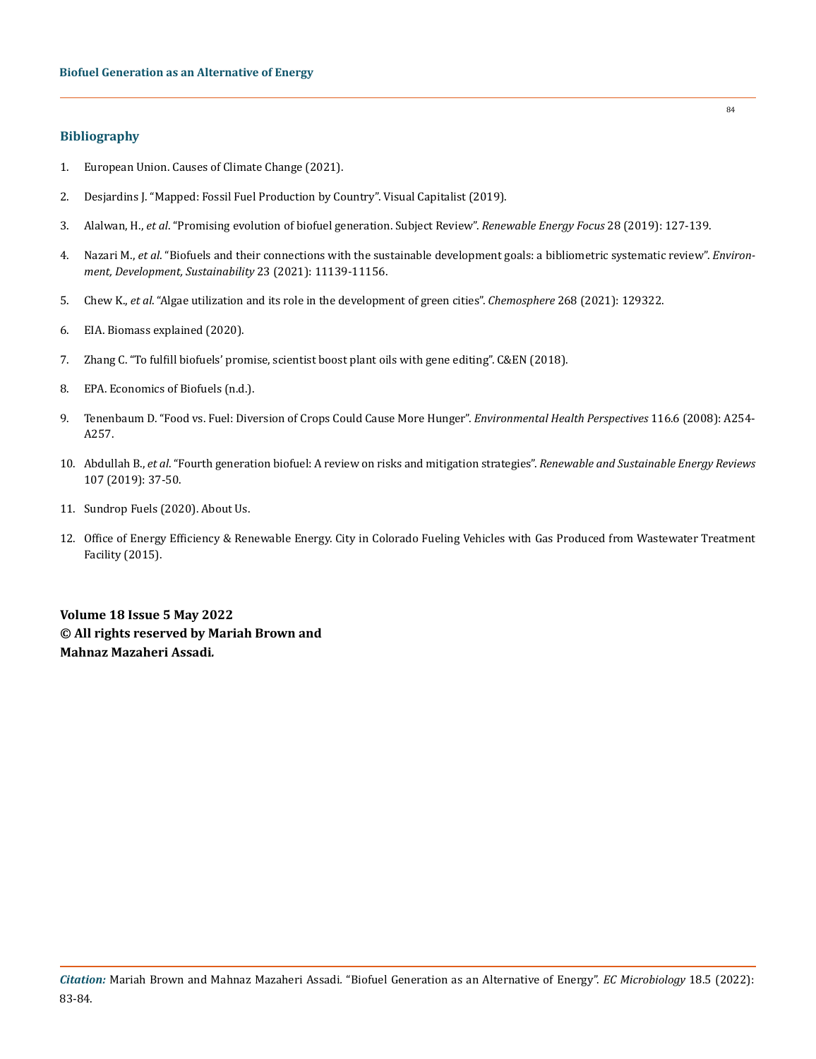## Bibliography

1. European Union. Causes of Climate Change (2021).
2. Desjardins J. "Mapped: Fossil Fuel Production by Country". Visual Capitalist (2019).
3. Alalwan, H., *et al*. "Promising evolution of biofuel generation. Subject Review". *Renewable Energy Focus* 28 (2019): 127-139.
4. Nazari M., *et al*. "Biofuels and their connections with the sustainable development goals: a bibliometric systematic review". *Environment, Development, Sustainability* 23 (2021): 11139-11156.
5. Chew K., *et al*. "Algae utilization and its role in the development of green cities". *Chemosphere* 268 (2021): 129322.
6. EIA. Biomass explained (2020).
7. Zhang C. "To fulfill biofuels' promise, scientist boost plant oils with gene editing". C&EN (2018).
8. EPA. Economics of Biofuels (n.d.).
9. Tenenbaum D. "Food vs. Fuel: Diversion of Crops Could Cause More Hunger". *Environmental Health Perspectives* 116.6 (2008): A254-A257.
10. Abdullah B., *et al*. "Fourth generation biofuel: A review on risks and mitigation strategies". *Renewable and Sustainable Energy Reviews* 107 (2019): 37-50.
11. Sundrop Fuels (2020). About Us.
12. Office of Energy Efficiency & Renewable Energy. City in Colorado Fueling Vehicles with Gas Produced from Wastewater Treatment Facility (2015).

**Volume 18 Issue 5 May 2022**
**© All rights reserved by Mariah Brown and Mahnaz Mazaheri Assadi.**